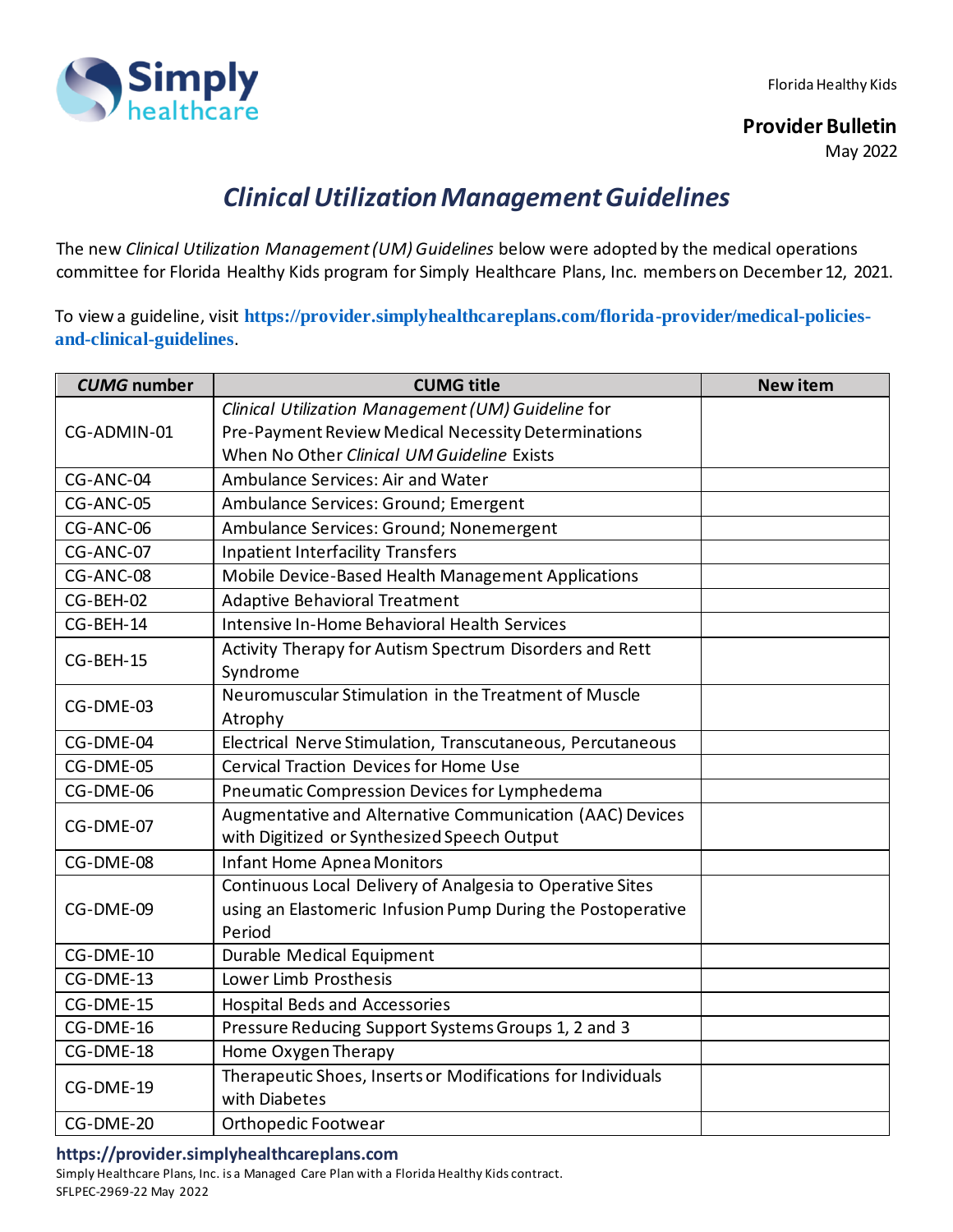Florida Healthy Kids

**Provider Bulletin**
May 2022

# *Clinical Utilization Management Guidelines*

The new *Clinical Utilization Management (UM) Guidelines* below were adopted by the medical operations committee for Florida Healthy Kids program for Simply Healthcare Plans, Inc. members on December 12, 2021.

To view a guideline, visit **https://provider.simplyhealthcareplans.com/florida-provider/medical-policies-and-clinical-guidelines**.

| *CUMG* number | CUMG title | New item |
|---|---|---|
| CG-ADMIN-01 | *Clinical Utilization Management (UM) Guideline* for Pre-Payment Review Medical Necessity Determinations When No Other *Clinical UM Guideline* Exists | |
| CG-ANC-04 | Ambulance Services: Air and Water | |
| CG-ANC-05 | Ambulance Services: Ground; Emergent | |
| CG-ANC-06 | Ambulance Services: Ground; Nonemergent | |
| CG-ANC-07 | Inpatient Interfacility Transfers | |
| CG-ANC-08 | Mobile Device-Based Health Management Applications | |
| CG-BEH-02 | Adaptive Behavioral Treatment | |
| CG-BEH-14 | Intensive In-Home Behavioral Health Services | |
| CG-BEH-15 | Activity Therapy for Autism Spectrum Disorders and Rett Syndrome | |
| CG-DME-03 | Neuromuscular Stimulation in the Treatment of Muscle Atrophy | |
| CG-DME-04 | Electrical Nerve Stimulation, Transcutaneous, Percutaneous | |
| CG-DME-05 | Cervical Traction Devices for Home Use | |
| CG-DME-06 | Pneumatic Compression Devices for Lymphedema | |
| CG-DME-07 | Augmentative and Alternative Communication (AAC) Devices with Digitized or Synthesized Speech Output | |
| CG-DME-08 | Infant Home Apnea Monitors | |
| CG-DME-09 | Continuous Local Delivery of Analgesia to Operative Sites using an Elastomeric Infusion Pump During the Postoperative Period | |
| CG-DME-10 | Durable Medical Equipment | |
| CG-DME-13 | Lower Limb Prosthesis | |
| CG-DME-15 | Hospital Beds and Accessories | |
| CG-DME-16 | Pressure Reducing Support Systems Groups 1, 2 and 3 | |
| CG-DME-18 | Home Oxygen Therapy | |
| CG-DME-19 | Therapeutic Shoes, Inserts or Modifications for Individuals with Diabetes | |
| CG-DME-20 | Orthopedic Footwear | |

**https://provider.simplyhealthcareplans.com**
Simply Healthcare Plans, Inc. is a Managed Care Plan with a Florida Healthy Kids contract.
SFLPEC-2969-22 May 2022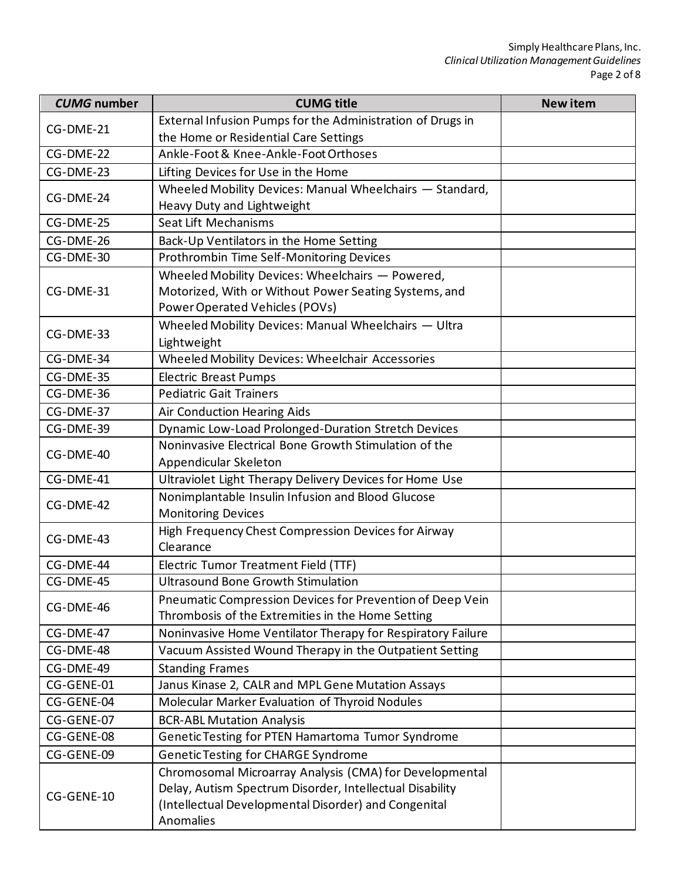| *CUMG* number | CUMG title | New item |
| --- | --- | --- |
| CG-DME-21 | External Infusion Pumps for the Administration of Drugs in the Home or Residential Care Settings | |
| CG-DME-22 | Ankle-Foot & Knee-Ankle-Foot Orthoses | |
| CG-DME-23 | Lifting Devices for Use in the Home | |
| CG-DME-24 | Wheeled Mobility Devices: Manual Wheelchairs — Standard, Heavy Duty and Lightweight | |
| CG-DME-25 | Seat Lift Mechanisms | |
| CG-DME-26 | Back-Up Ventilators in the Home Setting | |
| CG-DME-30 | Prothrombin Time Self-Monitoring Devices | |
| CG-DME-31 | Wheeled Mobility Devices: Wheelchairs — Powered, Motorized, With or Without Power Seating Systems, and Power Operated Vehicles (POVs) | |
| CG-DME-33 | Wheeled Mobility Devices: Manual Wheelchairs — Ultra Lightweight | |
| CG-DME-34 | Wheeled Mobility Devices: Wheelchair Accessories | |
| CG-DME-35 | Electric Breast Pumps | |
| CG-DME-36 | Pediatric Gait Trainers | |
| CG-DME-37 | Air Conduction Hearing Aids | |
| CG-DME-39 | Dynamic Low-Load Prolonged-Duration Stretch Devices | |
| CG-DME-40 | Noninvasive Electrical Bone Growth Stimulation of the Appendicular Skeleton | |
| CG-DME-41 | Ultraviolet Light Therapy Delivery Devices for Home Use | |
| CG-DME-42 | Nonimplantable Insulin Infusion and Blood Glucose Monitoring Devices | |
| CG-DME-43 | High Frequency Chest Compression Devices for Airway Clearance | |
| CG-DME-44 | Electric Tumor Treatment Field (TTF) | |
| CG-DME-45 | Ultrasound Bone Growth Stimulation | |
| CG-DME-46 | Pneumatic Compression Devices for Prevention of Deep Vein Thrombosis of the Extremities in the Home Setting | |
| CG-DME-47 | Noninvasive Home Ventilator Therapy for Respiratory Failure | |
| CG-DME-48 | Vacuum Assisted Wound Therapy in the Outpatient Setting | |
| CG-DME-49 | Standing Frames | |
| CG-GENE-01 | Janus Kinase 2, CALR and MPL Gene Mutation Assays | |
| CG-GENE-04 | Molecular Marker Evaluation of Thyroid Nodules | |
| CG-GENE-07 | BCR-ABL Mutation Analysis | |
| CG-GENE-08 | Genetic Testing for PTEN Hamartoma Tumor Syndrome | |
| CG-GENE-09 | Genetic Testing for CHARGE Syndrome | |
| CG-GENE-10 | Chromosomal Microarray Analysis (CMA) for Developmental Delay, Autism Spectrum Disorder, Intellectual Disability (Intellectual Developmental Disorder) and Congenital Anomalies | |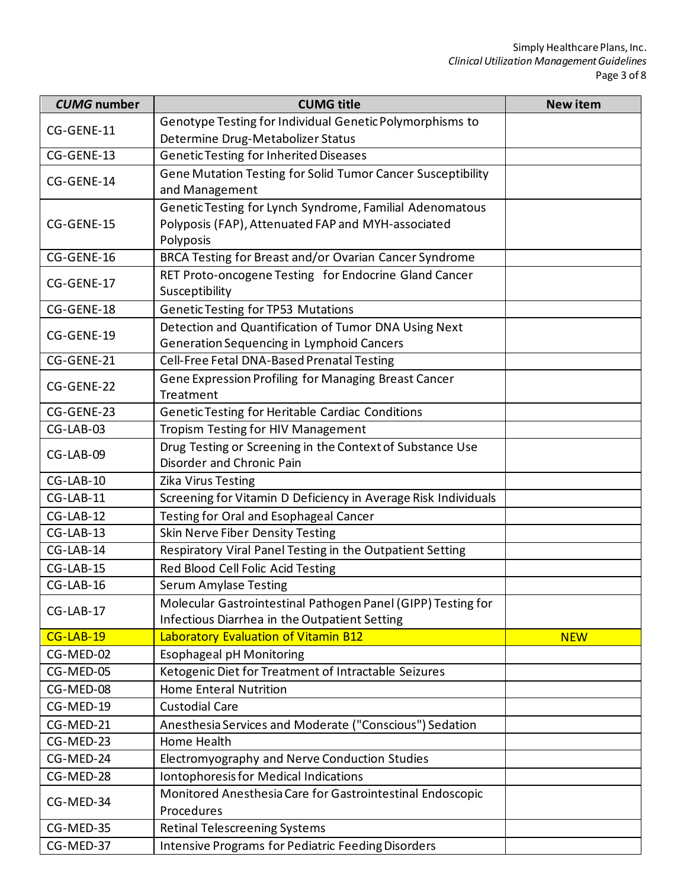| *CUMG* number | CUMG title | New item |
|---|---|---|
| CG-GENE-11 | Genotype Testing for Individual Genetic Polymorphisms to Determine Drug-Metabolizer Status | |
| CG-GENE-13 | Genetic Testing for Inherited Diseases | |
| CG-GENE-14 | Gene Mutation Testing for Solid Tumor Cancer Susceptibility and Management | |
| CG-GENE-15 | Genetic Testing for Lynch Syndrome, Familial Adenomatous Polyposis (FAP), Attenuated FAP and MYH-associated Polyposis | |
| CG-GENE-16 | BRCA Testing for Breast and/or Ovarian Cancer Syndrome | |
| CG-GENE-17 | RET Proto-oncogene Testing for Endocrine Gland Cancer Susceptibility | |
| CG-GENE-18 | Genetic Testing for TP53 Mutations | |
| CG-GENE-19 | Detection and Quantification of Tumor DNA Using Next Generation Sequencing in Lymphoid Cancers | |
| CG-GENE-21 | Cell-Free Fetal DNA-Based Prenatal Testing | |
| CG-GENE-22 | Gene Expression Profiling for Managing Breast Cancer Treatment | |
| CG-GENE-23 | Genetic Testing for Heritable Cardiac Conditions | |
| CG-LAB-03 | Tropism Testing for HIV Management | |
| CG-LAB-09 | Drug Testing or Screening in the Context of Substance Use Disorder and Chronic Pain | |
| CG-LAB-10 | Zika Virus Testing | |
| CG-LAB-11 | Screening for Vitamin D Deficiency in Average Risk Individuals | |
| CG-LAB-12 | Testing for Oral and Esophageal Cancer | |
| CG-LAB-13 | Skin Nerve Fiber Density Testing | |
| CG-LAB-14 | Respiratory Viral Panel Testing in the Outpatient Setting | |
| CG-LAB-15 | Red Blood Cell Folic Acid Testing | |
| CG-LAB-16 | Serum Amylase Testing | |
| CG-LAB-17 | Molecular Gastrointestinal Pathogen Panel (GIPP) Testing for Infectious Diarrhea in the Outpatient Setting | |
| CG-LAB-19 | Laboratory Evaluation of Vitamin B12 | NEW |
| CG-MED-02 | Esophageal pH Monitoring | |
| CG-MED-05 | Ketogenic Diet for Treatment of Intractable Seizures | |
| CG-MED-08 | Home Enteral Nutrition | |
| CG-MED-19 | Custodial Care | |
| CG-MED-21 | Anesthesia Services and Moderate ("Conscious") Sedation | |
| CG-MED-23 | Home Health | |
| CG-MED-24 | Electromyography and Nerve Conduction Studies | |
| CG-MED-28 | Iontophoresis for Medical Indications | |
| CG-MED-34 | Monitored Anesthesia Care for Gastrointestinal Endoscopic Procedures | |
| CG-MED-35 | Retinal Telescreening Systems | |
| CG-MED-37 | Intensive Programs for Pediatric Feeding Disorders | |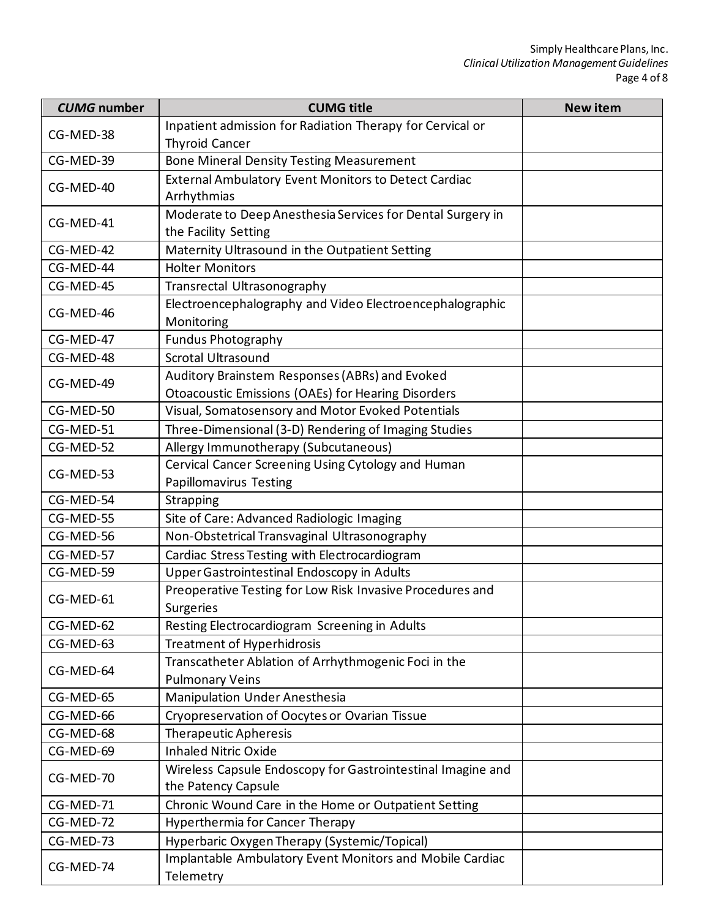| *CUMG* number | CUMG title | New item |
| --- | --- | --- |
| CG-MED-38 | Inpatient admission for Radiation Therapy for Cervical or Thyroid Cancer | |
| CG-MED-39 | Bone Mineral Density Testing Measurement | |
| CG-MED-40 | External Ambulatory Event Monitors to Detect Cardiac Arrhythmias | |
| CG-MED-41 | Moderate to Deep Anesthesia Services for Dental Surgery in the Facility Setting | |
| CG-MED-42 | Maternity Ultrasound in the Outpatient Setting | |
| CG-MED-44 | Holter Monitors | |
| CG-MED-45 | Transrectal Ultrasonography | |
| CG-MED-46 | Electroencephalography and Video Electroencephalographic Monitoring | |
| CG-MED-47 | Fundus Photography | |
| CG-MED-48 | Scrotal Ultrasound | |
| CG-MED-49 | Auditory Brainstem Responses (ABRs) and Evoked Otoacoustic Emissions (OAEs) for Hearing Disorders | |
| CG-MED-50 | Visual, Somatosensory and Motor Evoked Potentials | |
| CG-MED-51 | Three-Dimensional (3-D) Rendering of Imaging Studies | |
| CG-MED-52 | Allergy Immunotherapy (Subcutaneous) | |
| CG-MED-53 | Cervical Cancer Screening Using Cytology and Human Papillomavirus Testing | |
| CG-MED-54 | Strapping | |
| CG-MED-55 | Site of Care: Advanced Radiologic Imaging | |
| CG-MED-56 | Non-Obstetrical Transvaginal Ultrasonography | |
| CG-MED-57 | Cardiac Stress Testing with Electrocardiogram | |
| CG-MED-59 | Upper Gastrointestinal Endoscopy in Adults | |
| CG-MED-61 | Preoperative Testing for Low Risk Invasive Procedures and Surgeries | |
| CG-MED-62 | Resting Electrocardiogram Screening in Adults | |
| CG-MED-63 | Treatment of Hyperhidrosis | |
| CG-MED-64 | Transcatheter Ablation of Arrhythmogenic Foci in the Pulmonary Veins | |
| CG-MED-65 | Manipulation Under Anesthesia | |
| CG-MED-66 | Cryopreservation of Oocytes or Ovarian Tissue | |
| CG-MED-68 | Therapeutic Apheresis | |
| CG-MED-69 | Inhaled Nitric Oxide | |
| CG-MED-70 | Wireless Capsule Endoscopy for Gastrointestinal Imagine and the Patency Capsule | |
| CG-MED-71 | Chronic Wound Care in the Home or Outpatient Setting | |
| CG-MED-72 | Hyperthermia for Cancer Therapy | |
| CG-MED-73 | Hyperbaric Oxygen Therapy (Systemic/Topical) | |
| CG-MED-74 | Implantable Ambulatory Event Monitors and Mobile Cardiac Telemetry | |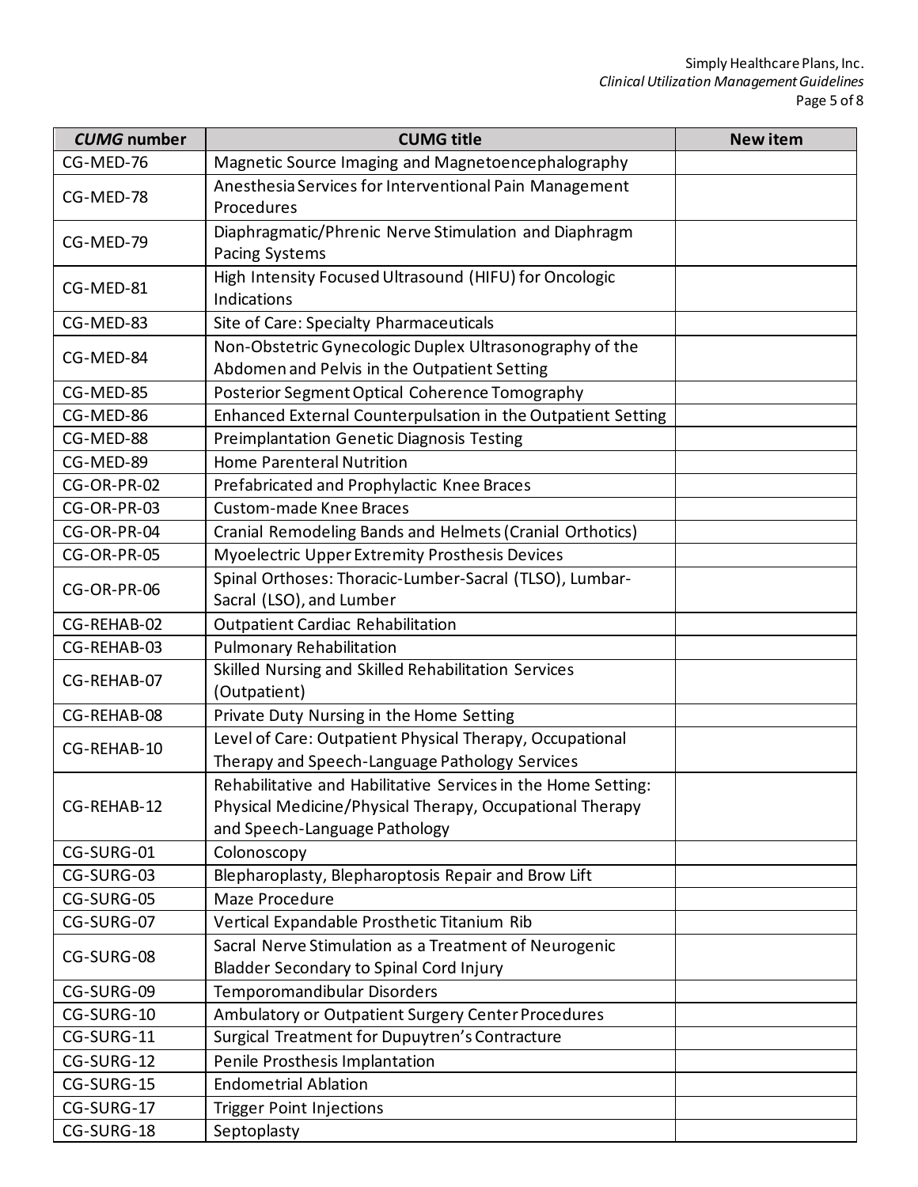| *CUMG* number | CUMG title | New item |
|---|---|---|
| CG-MED-76 | Magnetic Source Imaging and Magnetoencephalography | |
| CG-MED-78 | Anesthesia Services for Interventional Pain Management Procedures | |
| CG-MED-79 | Diaphragmatic/Phrenic Nerve Stimulation and Diaphragm Pacing Systems | |
| CG-MED-81 | High Intensity Focused Ultrasound (HIFU) for Oncologic Indications | |
| CG-MED-83 | Site of Care: Specialty Pharmaceuticals | |
| CG-MED-84 | Non-Obstetric Gynecologic Duplex Ultrasonography of the Abdomen and Pelvis in the Outpatient Setting | |
| CG-MED-85 | Posterior Segment Optical Coherence Tomography | |
| CG-MED-86 | Enhanced External Counterpulsation in the Outpatient Setting | |
| CG-MED-88 | Preimplantation Genetic Diagnosis Testing | |
| CG-MED-89 | Home Parenteral Nutrition | |
| CG-OR-PR-02 | Prefabricated and Prophylactic Knee Braces | |
| CG-OR-PR-03 | Custom-made Knee Braces | |
| CG-OR-PR-04 | Cranial Remodeling Bands and Helmets (Cranial Orthotics) | |
| CG-OR-PR-05 | Myoelectric Upper Extremity Prosthesis Devices | |
| CG-OR-PR-06 | Spinal Orthoses: Thoracic-Lumber-Sacral (TLSO), Lumbar-Sacral (LSO), and Lumber | |
| CG-REHAB-02 | Outpatient Cardiac Rehabilitation | |
| CG-REHAB-03 | Pulmonary Rehabilitation | |
| CG-REHAB-07 | Skilled Nursing and Skilled Rehabilitation Services (Outpatient) | |
| CG-REHAB-08 | Private Duty Nursing in the Home Setting | |
| CG-REHAB-10 | Level of Care: Outpatient Physical Therapy, Occupational Therapy and Speech-Language Pathology Services | |
| CG-REHAB-12 | Rehabilitative and Habilitative Services in the Home Setting: Physical Medicine/Physical Therapy, Occupational Therapy and Speech-Language Pathology | |
| CG-SURG-01 | Colonoscopy | |
| CG-SURG-03 | Blepharoplasty, Blepharoptosis Repair and Brow Lift | |
| CG-SURG-05 | Maze Procedure | |
| CG-SURG-07 | Vertical Expandable Prosthetic Titanium Rib | |
| CG-SURG-08 | Sacral Nerve Stimulation as a Treatment of Neurogenic Bladder Secondary to Spinal Cord Injury | |
| CG-SURG-09 | Temporomandibular Disorders | |
| CG-SURG-10 | Ambulatory or Outpatient Surgery Center Procedures | |
| CG-SURG-11 | Surgical Treatment for Dupuytren's Contracture | |
| CG-SURG-12 | Penile Prosthesis Implantation | |
| CG-SURG-15 | Endometrial Ablation | |
| CG-SURG-17 | Trigger Point Injections | |
| CG-SURG-18 | Septoplasty | |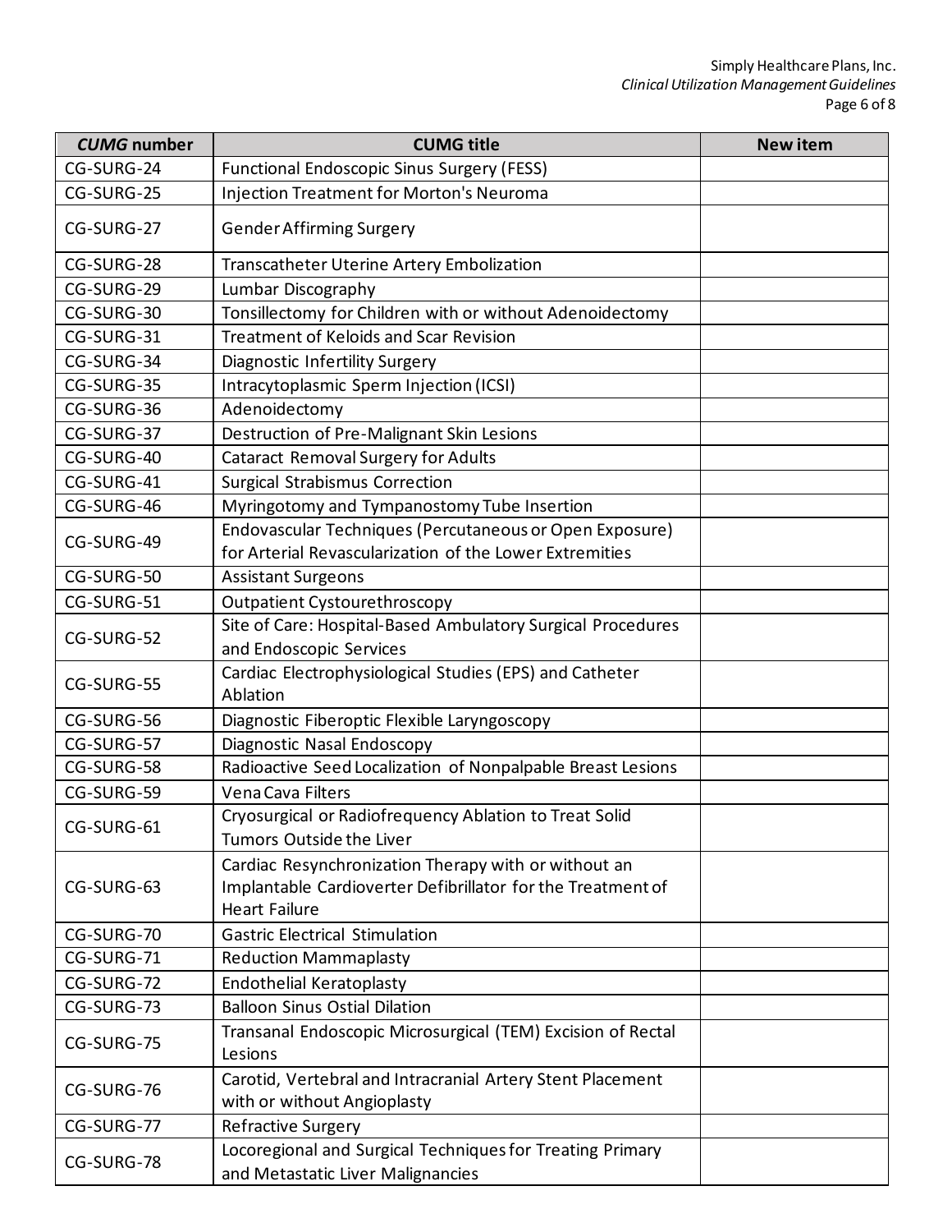| *CUMG* number | CUMG title | New item |
| --- | --- | --- |
| CG-SURG-24 | Functional Endoscopic Sinus Surgery (FESS) | |
| CG-SURG-25 | Injection Treatment for Morton's Neuroma | |
| CG-SURG-27 | Gender Affirming Surgery | |
| CG-SURG-28 | Transcatheter Uterine Artery Embolization | |
| CG-SURG-29 | Lumbar Discography | |
| CG-SURG-30 | Tonsillectomy for Children with or without Adenoidectomy | |
| CG-SURG-31 | Treatment of Keloids and Scar Revision | |
| CG-SURG-34 | Diagnostic Infertility Surgery | |
| CG-SURG-35 | Intracytoplasmic Sperm Injection (ICSI) | |
| CG-SURG-36 | Adenoidectomy | |
| CG-SURG-37 | Destruction of Pre-Malignant Skin Lesions | |
| CG-SURG-40 | Cataract Removal Surgery for Adults | |
| CG-SURG-41 | Surgical Strabismus Correction | |
| CG-SURG-46 | Myringotomy and Tympanostomy Tube Insertion | |
| CG-SURG-49 | Endovascular Techniques (Percutaneous or Open Exposure) for Arterial Revascularization of the Lower Extremities | |
| CG-SURG-50 | Assistant Surgeons | |
| CG-SURG-51 | Outpatient Cystourethroscopy | |
| CG-SURG-52 | Site of Care: Hospital-Based Ambulatory Surgical Procedures and Endoscopic Services | |
| CG-SURG-55 | Cardiac Electrophysiological Studies (EPS) and Catheter Ablation | |
| CG-SURG-56 | Diagnostic Fiberoptic Flexible Laryngoscopy | |
| CG-SURG-57 | Diagnostic Nasal Endoscopy | |
| CG-SURG-58 | Radioactive Seed Localization of Nonpalpable Breast Lesions | |
| CG-SURG-59 | Vena Cava Filters | |
| CG-SURG-61 | Cryosurgical or Radiofrequency Ablation to Treat Solid Tumors Outside the Liver | |
| CG-SURG-63 | Cardiac Resynchronization Therapy with or without an Implantable Cardioverter Defibrillator for the Treatment of Heart Failure | |
| CG-SURG-70 | Gastric Electrical Stimulation | |
| CG-SURG-71 | Reduction Mammaplasty | |
| CG-SURG-72 | Endothelial Keratoplasty | |
| CG-SURG-73 | Balloon Sinus Ostial Dilation | |
| CG-SURG-75 | Transanal Endoscopic Microsurgical (TEM) Excision of Rectal Lesions | |
| CG-SURG-76 | Carotid, Vertebral and Intracranial Artery Stent Placement with or without Angioplasty | |
| CG-SURG-77 | Refractive Surgery | |
| CG-SURG-78 | Locoregional and Surgical Techniques for Treating Primary and Metastatic Liver Malignancies | |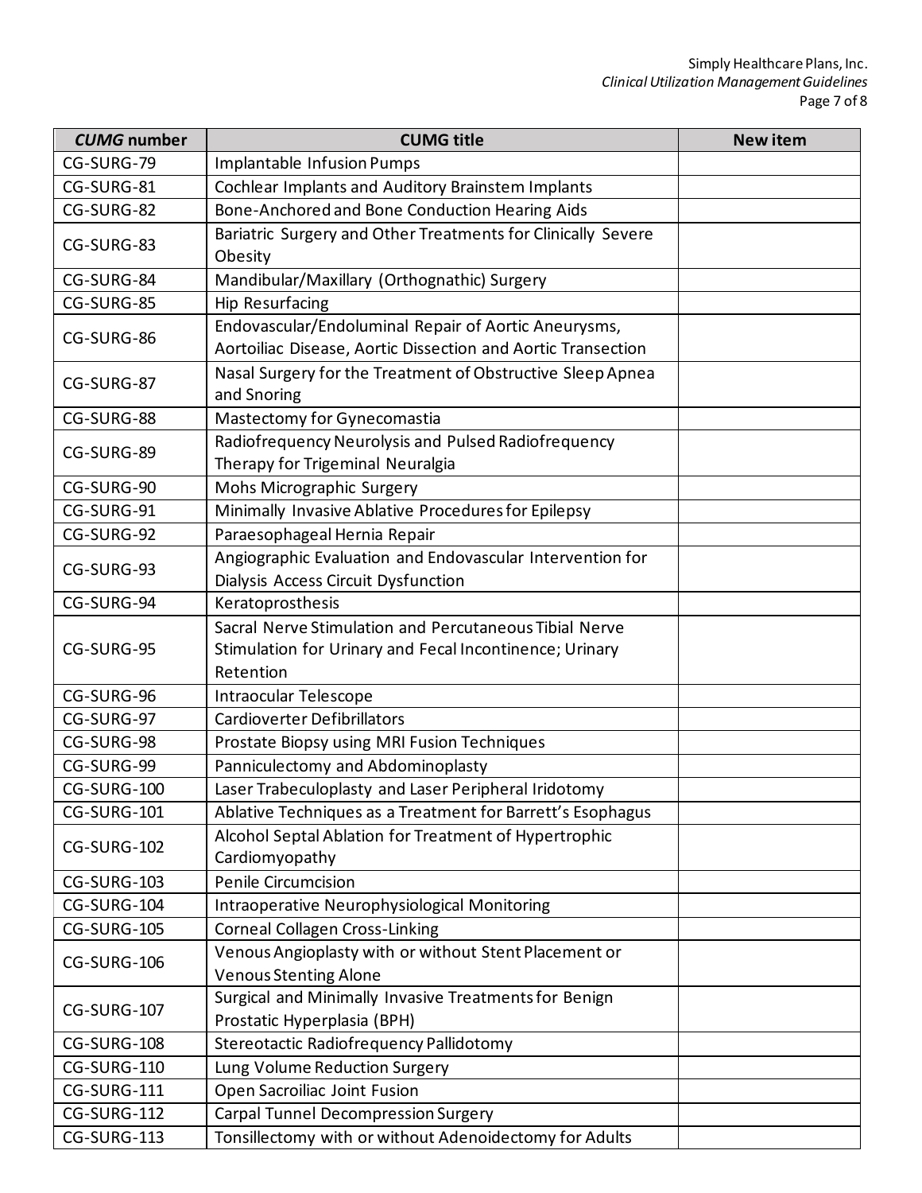| *CUMG* number | CUMG title | New item |
|---|---|---|
| CG-SURG-79 | Implantable Infusion Pumps | |
| CG-SURG-81 | Cochlear Implants and Auditory Brainstem Implants | |
| CG-SURG-82 | Bone-Anchored and Bone Conduction Hearing Aids | |
| CG-SURG-83 | Bariatric Surgery and Other Treatments for Clinically Severe Obesity | |
| CG-SURG-84 | Mandibular/Maxillary (Orthognathic) Surgery | |
| CG-SURG-85 | Hip Resurfacing | |
| CG-SURG-86 | Endovascular/Endoluminal Repair of Aortic Aneurysms, Aortoiliac Disease, Aortic Dissection and Aortic Transection | |
| CG-SURG-87 | Nasal Surgery for the Treatment of Obstructive Sleep Apnea and Snoring | |
| CG-SURG-88 | Mastectomy for Gynecomastia | |
| CG-SURG-89 | Radiofrequency Neurolysis and Pulsed Radiofrequency Therapy for Trigeminal Neuralgia | |
| CG-SURG-90 | Mohs Micrographic Surgery | |
| CG-SURG-91 | Minimally Invasive Ablative Procedures for Epilepsy | |
| CG-SURG-92 | Paraesophageal Hernia Repair | |
| CG-SURG-93 | Angiographic Evaluation and Endovascular Intervention for Dialysis Access Circuit Dysfunction | |
| CG-SURG-94 | Keratoprosthesis | |
| CG-SURG-95 | Sacral Nerve Stimulation and Percutaneous Tibial Nerve Stimulation for Urinary and Fecal Incontinence; Urinary Retention | |
| CG-SURG-96 | Intraocular Telescope | |
| CG-SURG-97 | Cardioverter Defibrillators | |
| CG-SURG-98 | Prostate Biopsy using MRI Fusion Techniques | |
| CG-SURG-99 | Panniculectomy and Abdominoplasty | |
| CG-SURG-100 | Laser Trabeculoplasty and Laser Peripheral Iridotomy | |
| CG-SURG-101 | Ablative Techniques as a Treatment for Barrett's Esophagus | |
| CG-SURG-102 | Alcohol Septal Ablation for Treatment of Hypertrophic Cardiomyopathy | |
| CG-SURG-103 | Penile Circumcision | |
| CG-SURG-104 | Intraoperative Neurophysiological Monitoring | |
| CG-SURG-105 | Corneal Collagen Cross-Linking | |
| CG-SURG-106 | Venous Angioplasty with or without Stent Placement or Venous Stenting Alone | |
| CG-SURG-107 | Surgical and Minimally Invasive Treatments for Benign Prostatic Hyperplasia (BPH) | |
| CG-SURG-108 | Stereotactic Radiofrequency Pallidotomy | |
| CG-SURG-110 | Lung Volume Reduction Surgery | |
| CG-SURG-111 | Open Sacroiliac Joint Fusion | |
| CG-SURG-112 | Carpal Tunnel Decompression Surgery | |
| CG-SURG-113 | Tonsillectomy with or without Adenoidectomy for Adults | |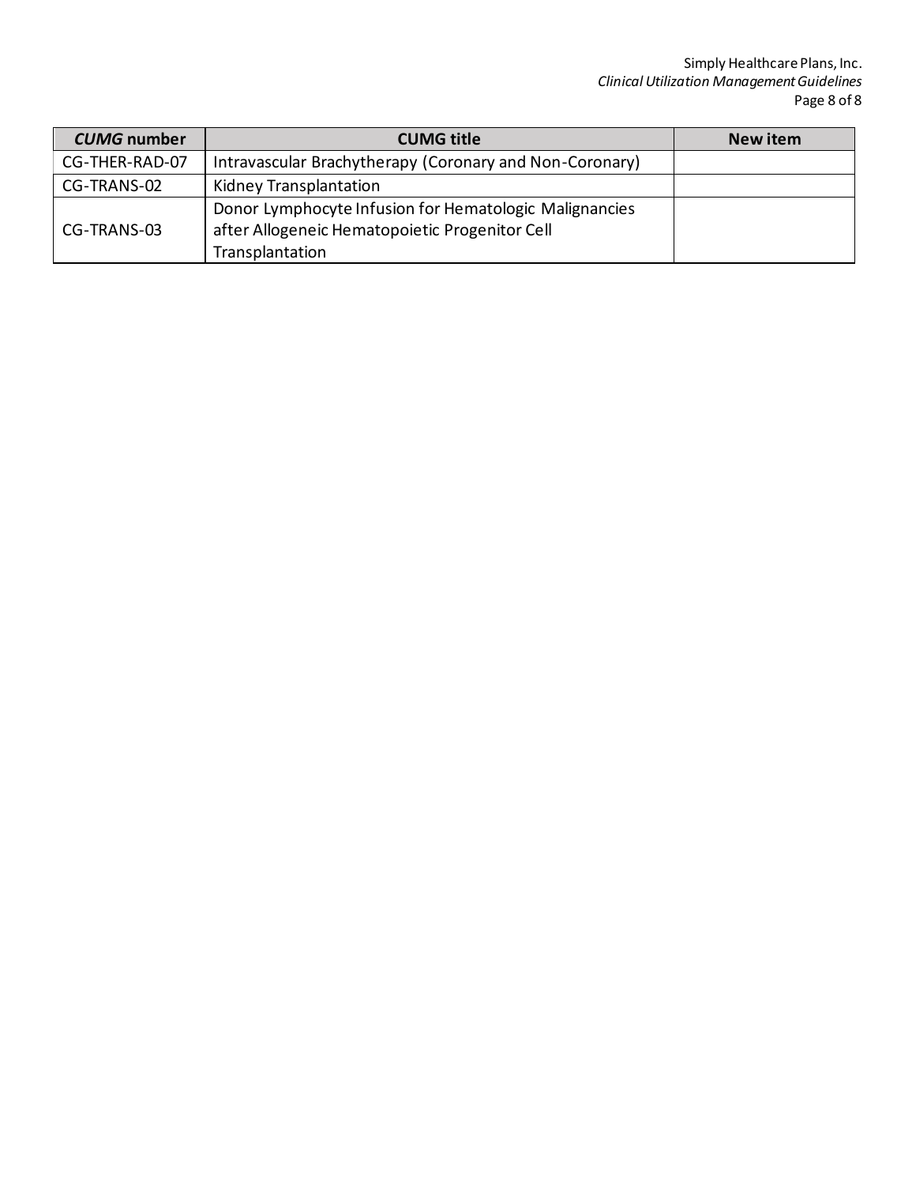| *CUMG* number | CUMG title | New item |
|---|---|---|
| CG-THER-RAD-07 | Intravascular Brachytherapy (Coronary and Non-Coronary) | |
| CG-TRANS-02 | Kidney Transplantation | |
| CG-TRANS-03 | Donor Lymphocyte Infusion for Hematologic Malignancies after Allogeneic Hematopoietic Progenitor Cell Transplantation | |